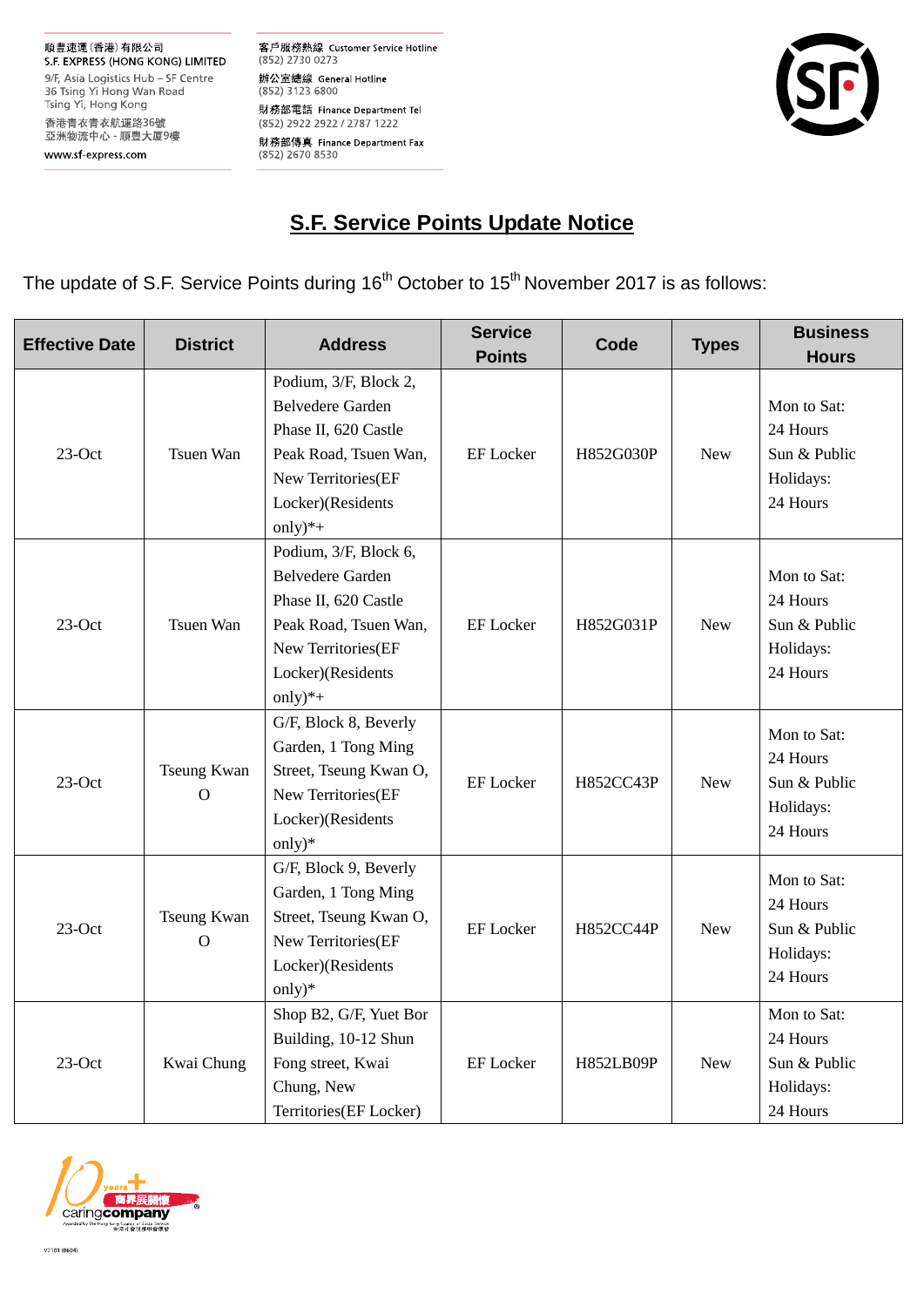順豐速運(香港)有限公司
S.F. EXPRESS (HONG KONG) LIMITED
9/F, Asia Logistics Hub – SF Centre
36 Tsing Yi Hong Wan Road
Tsing Yi, Hong Kong
香港青衣青衣航運路36號
亞洲物流中心 - 順豐大廈9樓
www.sf-express.com

客戶服務熱線 Customer Service Hotline
(852) 2730 0273
辦公室總線 General Hotline
(852) 3123 6800
財務部電話 Finance Department Tel
(852) 2922 2922 / 2787 1222
財務部傳真 Finance Department Fax
(852) 2670 8530

# S.F. Service Points Update Notice

The update of S.F. Service Points during 16th October to 15th November 2017 is as follows:

| Effective Date | District | Address | Service Points | Code | Types | Business Hours |
|---|---|---|---|---|---|---|
| 23-Oct | Tsuen Wan | Podium, 3/F, Block 2, Belvedere Garden Phase II, 620 Castle Peak Road, Tsuen Wan, New Territories(EF Locker)(Residents only)*+ | EF Locker | H852G030P | New | Mon to Sat: 24 Hours Sun & Public Holidays: 24 Hours |
| 23-Oct | Tsuen Wan | Podium, 3/F, Block 6, Belvedere Garden Phase II, 620 Castle Peak Road, Tsuen Wan, New Territories(EF Locker)(Residents only)*+ | EF Locker | H852G031P | New | Mon to Sat: 24 Hours Sun & Public Holidays: 24 Hours |
| 23-Oct | Tseung Kwan O | G/F, Block 8, Beverly Garden, 1 Tong Ming Street, Tseung Kwan O, New Territories(EF Locker)(Residents only)* | EF Locker | H852CC43P | New | Mon to Sat: 24 Hours Sun & Public Holidays: 24 Hours |
| 23-Oct | Tseung Kwan O | G/F, Block 9, Beverly Garden, 1 Tong Ming Street, Tseung Kwan O, New Territories(EF Locker)(Residents only)* | EF Locker | H852CC44P | New | Mon to Sat: 24 Hours Sun & Public Holidays: 24 Hours |
| 23-Oct | Kwai Chung | Shop B2, G/F, Yuet Bor Building, 10-12 Shun Fong street, Kwai Chung, New Territories(EF Locker) | EF Locker | H852LB09P | New | Mon to Sat: 24 Hours Sun & Public Holidays: 24 Hours |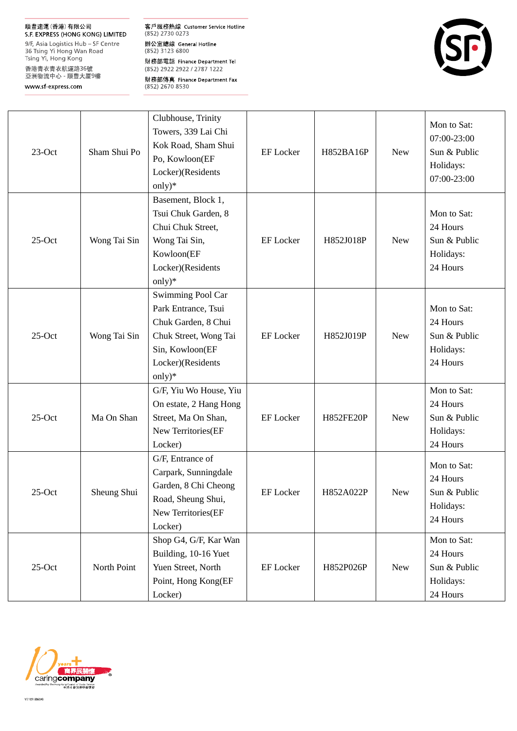| 23-Oct | Sham Shui Po | Clubhouse, Trinity Towers, 339 Lai Chi Kok Road, Sham Shui Po, Kowloon(EF Locker)(Residents only)* | EF Locker | H852BA16P | New | Mon to Sat: 07:00-23:00 Sun & Public Holidays: 07:00-23:00 |
|---|---|---|---|---|---|---|
| 25-Oct | Wong Tai Sin | Basement, Block 1, Tsui Chuk Garden, 8 Chui Chuk Street, Wong Tai Sin, Kowloon(EF Locker)(Residents only)* | EF Locker | H852J018P | New | Mon to Sat: 24 Hours Sun & Public Holidays: 24 Hours |
| 25-Oct | Wong Tai Sin | Swimming Pool Car Park Entrance, Tsui Chuk Garden, 8 Chui Chuk Street, Wong Tai Sin, Kowloon(EF Locker)(Residents only)* | EF Locker | H852J019P | New | Mon to Sat: 24 Hours Sun & Public Holidays: 24 Hours |
| 25-Oct | Ma On Shan | G/F, Yiu Wo House, Yiu On estate, 2 Hang Hong Street, Ma On Shan, New Territories(EF Locker) | EF Locker | H852FE20P | New | Mon to Sat: 24 Hours Sun & Public Holidays: 24 Hours |
| 25-Oct | Sheung Shui | G/F, Entrance of Carpark, Sunningdale Garden, 8 Chi Cheong Road, Sheung Shui, New Territories(EF Locker) | EF Locker | H852A022P | New | Mon to Sat: 24 Hours Sun & Public Holidays: 24 Hours |
| 25-Oct | North Point | Shop G4, G/F, Kar Wan Building, 10-16 Yuet Yuen Street, North Point, Hong Kong(EF Locker) | EF Locker | H852P026P | New | Mon to Sat: 24 Hours Sun & Public Holidays: 24 Hours |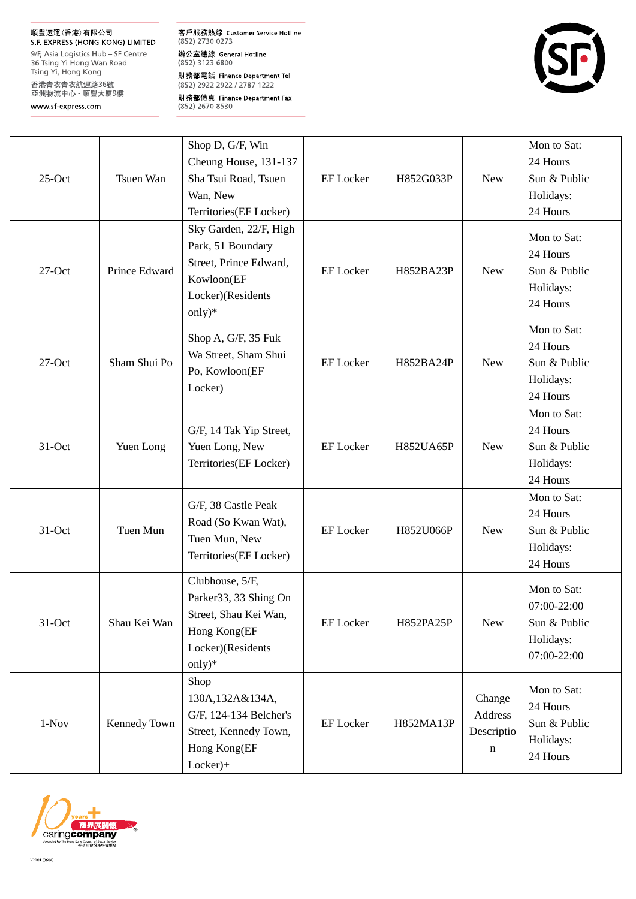| 25-Oct | Tsuen Wan | Shop D, G/F, Win Cheung House, 131-137 Sha Tsui Road, Tsuen Wan, New Territories(EF Locker) | EF Locker | H852G033P | New | Mon to Sat: 24 Hours Sun & Public Holidays: 24 Hours |
|---|---|---|---|---|---|---|
| 27-Oct | Prince Edward | Sky Garden, 22/F, High Park, 51 Boundary Street, Prince Edward, Kowloon(EF Locker)(Residents only)* | EF Locker | H852BA23P | New | Mon to Sat: 24 Hours Sun & Public Holidays: 24 Hours |
| 27-Oct | Sham Shui Po | Shop A, G/F, 35 Fuk Wa Street, Sham Shui Po, Kowloon(EF Locker) | EF Locker | H852BA24P | New | Mon to Sat: 24 Hours Sun & Public Holidays: 24 Hours |
| 31-Oct | Yuen Long | G/F, 14 Tak Yip Street, Yuen Long, New Territories(EF Locker) | EF Locker | H852UA65P | New | Mon to Sat: 24 Hours Sun & Public Holidays: 24 Hours |
| 31-Oct | Tuen Mun | G/F, 38 Castle Peak Road (So Kwan Wat), Tuen Mun, New Territories(EF Locker) | EF Locker | H852U066P | New | Mon to Sat: 24 Hours Sun & Public Holidays: 24 Hours |
| 31-Oct | Shau Kei Wan | Clubhouse, 5/F, Parker33, 33 Shing On Street, Shau Kei Wan, Hong Kong(EF Locker)(Residents only)* | EF Locker | H852PA25P | New | Mon to Sat: 07:00-22:00 Sun & Public Holidays: 07:00-22:00 |
| 1-Nov | Kennedy Town | Shop 130A,132A&134A, G/F, 124-134 Belcher's Street, Kennedy Town, Hong Kong(EF Locker)+ | EF Locker | H852MA13P | Change Address Description | Mon to Sat: 24 Hours Sun & Public Holidays: 24 Hours |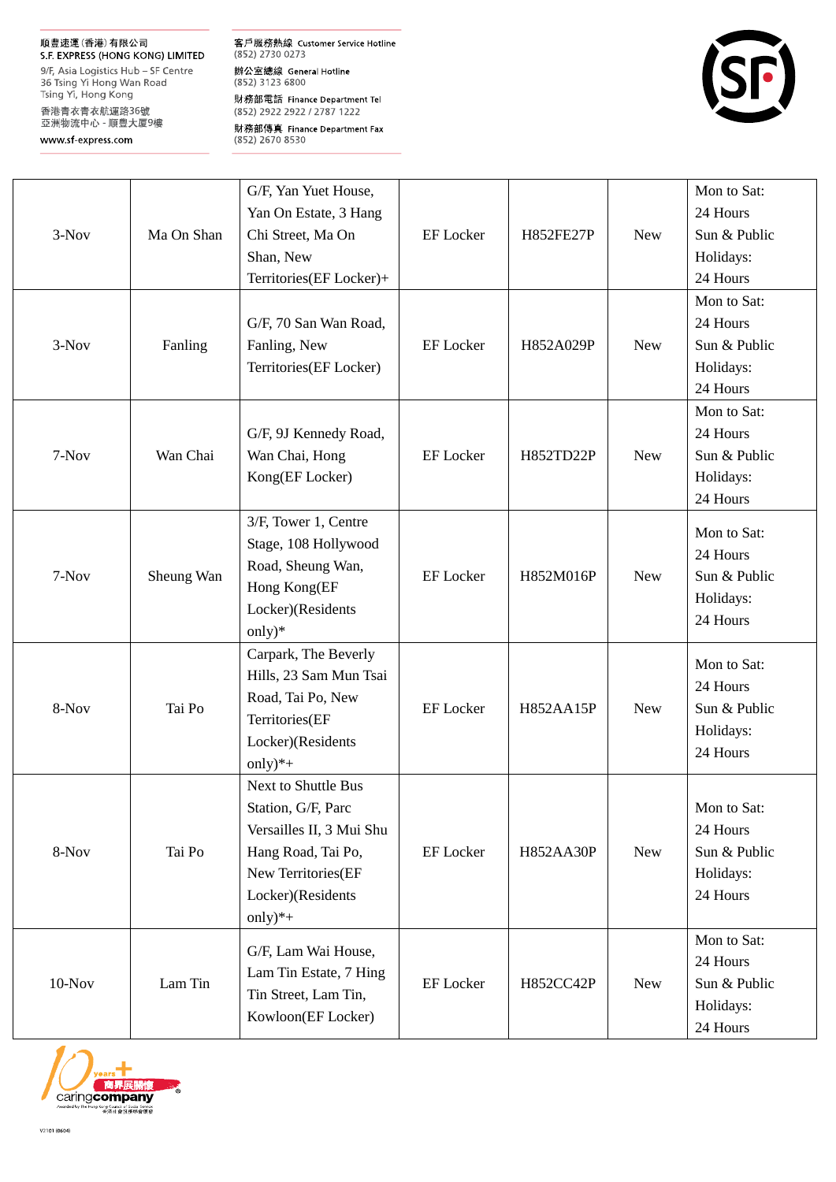| 3-Nov | Ma On Shan | G/F, Yan Yuet House, Yan On Estate, 3 Hang Chi Street, Ma On Shan, New Territories(EF Locker)+ | EF Locker | H852FE27P | New | Mon to Sat: 24 Hours Sun & Public Holidays: 24 Hours |
|---|---|---|---|---|---|---|
| 3-Nov | Fanling | G/F, 70 San Wan Road, Fanling, New Territories(EF Locker) | EF Locker | H852A029P | New | Mon to Sat: 24 Hours Sun & Public Holidays: 24 Hours |
| 7-Nov | Wan Chai | G/F, 9J Kennedy Road, Wan Chai, Hong Kong(EF Locker) | EF Locker | H852TD22P | New | Mon to Sat: 24 Hours Sun & Public Holidays: 24 Hours |
| 7-Nov | Sheung Wan | 3/F, Tower 1, Centre Stage, 108 Hollywood Road, Sheung Wan, Hong Kong(EF Locker)(Residents only)* | EF Locker | H852M016P | New | Mon to Sat: 24 Hours Sun & Public Holidays: 24 Hours |
| 8-Nov | Tai Po | Carpark, The Beverly Hills, 23 Sam Mun Tsai Road, Tai Po, New Territories(EF Locker)(Residents only)*+ | EF Locker | H852AA15P | New | Mon to Sat: 24 Hours Sun & Public Holidays: 24 Hours |
| 8-Nov | Tai Po | Next to Shuttle Bus Station, G/F, Parc Versailles II, 3 Mui Shu Hang Road, Tai Po, New Territories(EF Locker)(Residents only)*+ | EF Locker | H852AA30P | New | Mon to Sat: 24 Hours Sun & Public Holidays: 24 Hours |
| 10-Nov | Lam Tin | G/F, Lam Wai House, Lam Tin Estate, 7 Hing Tin Street, Lam Tin, Kowloon(EF Locker) | EF Locker | H852CC42P | New | Mon to Sat: 24 Hours Sun & Public Holidays: 24 Hours |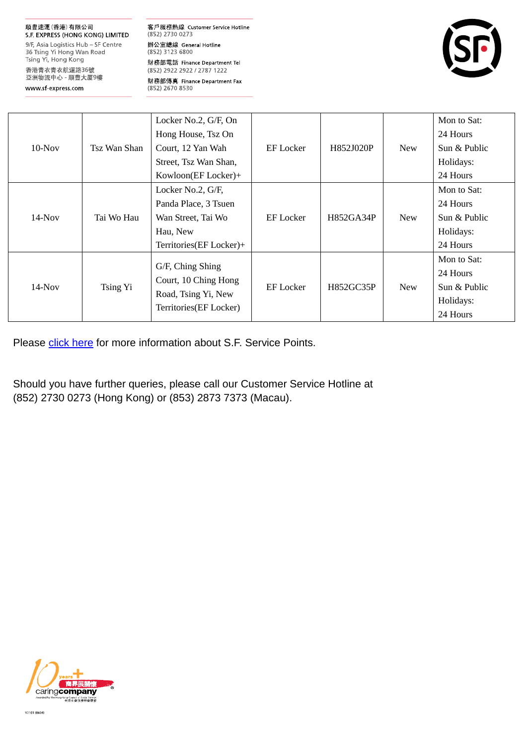| | | | | | | |
|---|---|---|---|---|---|---|
| 10-Nov | Tsz Wan Shan | Locker No.2, G/F, On Hong House, Tsz On Court, 12 Yan Wah Street, Tsz Wan Shan, Kowloon(EF Locker)+ | EF Locker | H852J020P | New | Mon to Sat: 24 Hours Sun & Public Holidays: 24 Hours |
| 14-Nov | Tai Wo Hau | Locker No.2, G/F, Panda Place, 3 Tsuen Wan Street, Tai Wo Hau, New Territories(EF Locker)+ | EF Locker | H852GA34P | New | Mon to Sat: 24 Hours Sun & Public Holidays: 24 Hours |
| 14-Nov | Tsing Yi | G/F, Ching Shing Court, 10 Ching Hong Road, Tsing Yi, New Territories(EF Locker) | EF Locker | H852GC35P | New | Mon to Sat: 24 Hours Sun & Public Holidays: 24 Hours |

Please click here for more information about S.F. Service Points.

Should you have further queries, please call our Customer Service Hotline at (852) 2730 0273 (Hong Kong) or (853) 2873 7373 (Macau).